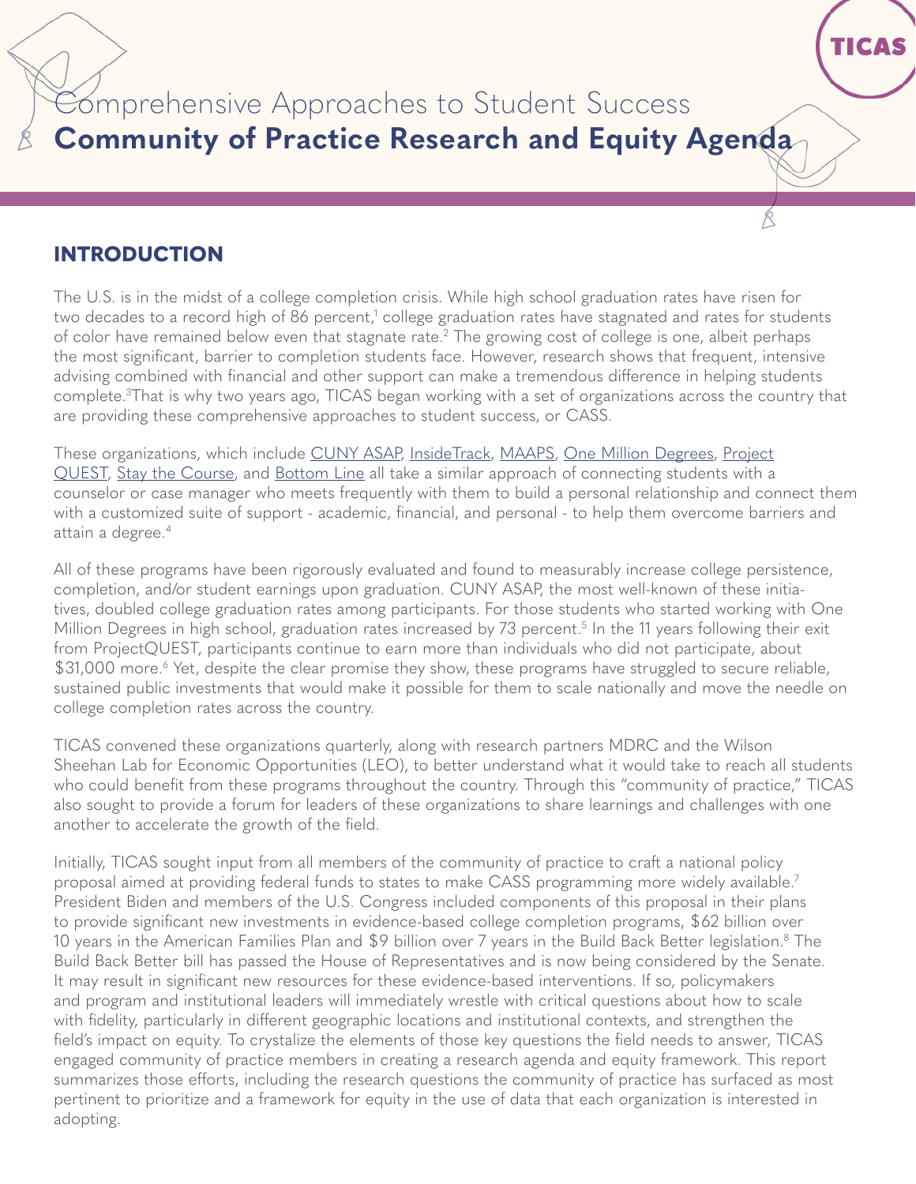# Comprehensive Approaches to Student Success
# **Community of Practice Research and Equity Agenda**

## INTRODUCTION

The U.S. is in the midst of a college completion crisis. While high school graduation rates have risen for two decades to a record high of 86 percent,[1] college graduation rates have stagnated and rates for students of color have remained below even that stagnate rate.[2] The growing cost of college is one, albeit perhaps the most significant, barrier to completion students face. However, research shows that frequent, intensive advising combined with financial and other support can make a tremendous difference in helping students complete.[3] That is why two years ago, TICAS began working with a set of organizations across the country that are providing these comprehensive approaches to student success, or CASS.

These organizations, which include CUNY ASAP, InsideTrack, MAAPS, One Million Degrees, Project QUEST, Stay the Course, and Bottom Line all take a similar approach of connecting students with a counselor or case manager who meets frequently with them to build a personal relationship and connect them with a customized suite of support - academic, financial, and personal - to help them overcome barriers and attain a degree.[4]

All of these programs have been rigorously evaluated and found to measurably increase college persistence, completion, and/or student earnings upon graduation. CUNY ASAP, the most well-known of these initiatives, doubled college graduation rates among participants. For those students who started working with One Million Degrees in high school, graduation rates increased by 73 percent.[5] In the 11 years following their exit from ProjectQUEST, participants continue to earn more than individuals who did not participate, about $31,000 more.[6] Yet, despite the clear promise they show, these programs have struggled to secure reliable, sustained public investments that would make it possible for them to scale nationally and move the needle on college completion rates across the country.

TICAS convened these organizations quarterly, along with research partners MDRC and the Wilson Sheehan Lab for Economic Opportunities (LEO), to better understand what it would take to reach all students who could benefit from these programs throughout the country. Through this "community of practice," TICAS also sought to provide a forum for leaders of these organizations to share learnings and challenges with one another to accelerate the growth of the field.

Initially, TICAS sought input from all members of the community of practice to craft a national policy proposal aimed at providing federal funds to states to make CASS programming more widely available.[7] President Biden and members of the U.S. Congress included components of this proposal in their plans to provide significant new investments in evidence-based college completion programs, $62 billion over 10 years in the American Families Plan and $9 billion over 7 years in the Build Back Better legislation.[8] The Build Back Better bill has passed the House of Representatives and is now being considered by the Senate. It may result in significant new resources for these evidence-based interventions. If so, policymakers and program and institutional leaders will immediately wrestle with critical questions about how to scale with fidelity, particularly in different geographic locations and institutional contexts, and strengthen the field's impact on equity. To crystalize the elements of those key questions the field needs to answer, TICAS engaged community of practice members in creating a research agenda and equity framework. This report summarizes those efforts, including the research questions the community of practice has surfaced as most pertinent to prioritize and a framework for equity in the use of data that each organization is interested in adopting.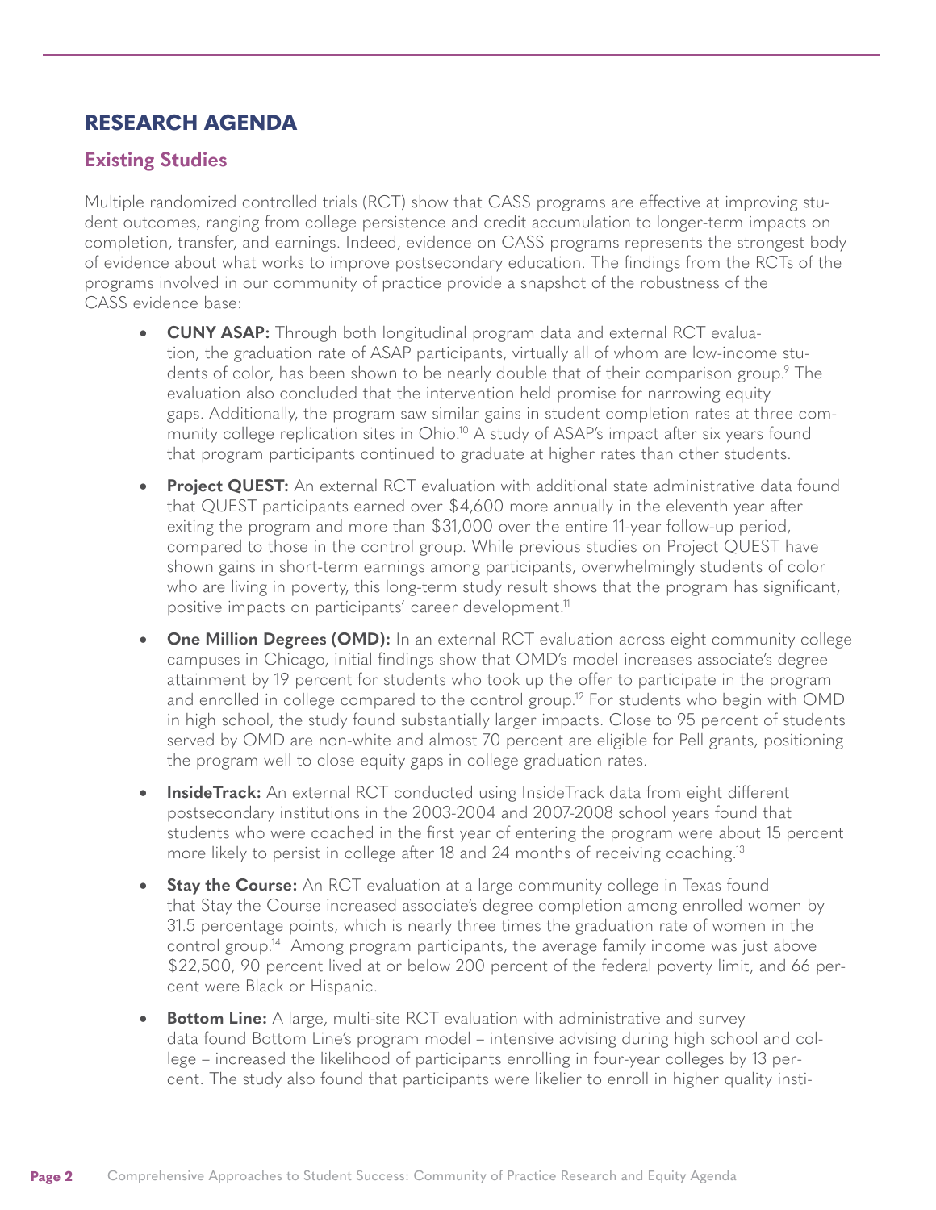# RESEARCH AGENDA

## Existing Studies

Multiple randomized controlled trials (RCT) show that CASS programs are effective at improving student outcomes, ranging from college persistence and credit accumulation to longer-term impacts on completion, transfer, and earnings. Indeed, evidence on CASS programs represents the strongest body of evidence about what works to improve postsecondary education. The findings from the RCTs of the programs involved in our community of practice provide a snapshot of the robustness of the CASS evidence base:

- **CUNY ASAP:** Through both longitudinal program data and external RCT evaluation, the graduation rate of ASAP participants, virtually all of whom are low-income students of color, has been shown to be nearly double that of their comparison group.[9] The evaluation also concluded that the intervention held promise for narrowing equity gaps. Additionally, the program saw similar gains in student completion rates at three community college replication sites in Ohio.[10] A study of ASAP's impact after six years found that program participants continued to graduate at higher rates than other students.
- **Project QUEST:** An external RCT evaluation with additional state administrative data found that QUEST participants earned over $4,600 more annually in the eleventh year after exiting the program and more than $31,000 over the entire 11-year follow-up period, compared to those in the control group. While previous studies on Project QUEST have shown gains in short-term earnings among participants, overwhelmingly students of color who are living in poverty, this long-term study result shows that the program has significant, positive impacts on participants' career development.[11]
- **One Million Degrees (OMD):** In an external RCT evaluation across eight community college campuses in Chicago, initial findings show that OMD's model increases associate's degree attainment by 19 percent for students who took up the offer to participate in the program and enrolled in college compared to the control group.[12] For students who begin with OMD in high school, the study found substantially larger impacts. Close to 95 percent of students served by OMD are non-white and almost 70 percent are eligible for Pell grants, positioning the program well to close equity gaps in college graduation rates.
- **InsideTrack:** An external RCT conducted using InsideTrack data from eight different postsecondary institutions in the 2003-2004 and 2007-2008 school years found that students who were coached in the first year of entering the program were about 15 percent more likely to persist in college after 18 and 24 months of receiving coaching.[13]
- **Stay the Course:** An RCT evaluation at a large community college in Texas found that Stay the Course increased associate's degree completion among enrolled women by 31.5 percentage points, which is nearly three times the graduation rate of women in the control group.[14] Among program participants, the average family income was just above $22,500, 90 percent lived at or below 200 percent of the federal poverty limit, and 66 percent were Black or Hispanic.
- **Bottom Line:** A large, multi-site RCT evaluation with administrative and survey data found Bottom Line's program model – intensive advising during high school and college – increased the likelihood of participants enrolling in four-year colleges by 13 percent. The study also found that participants were likelier to enroll in higher quality insti-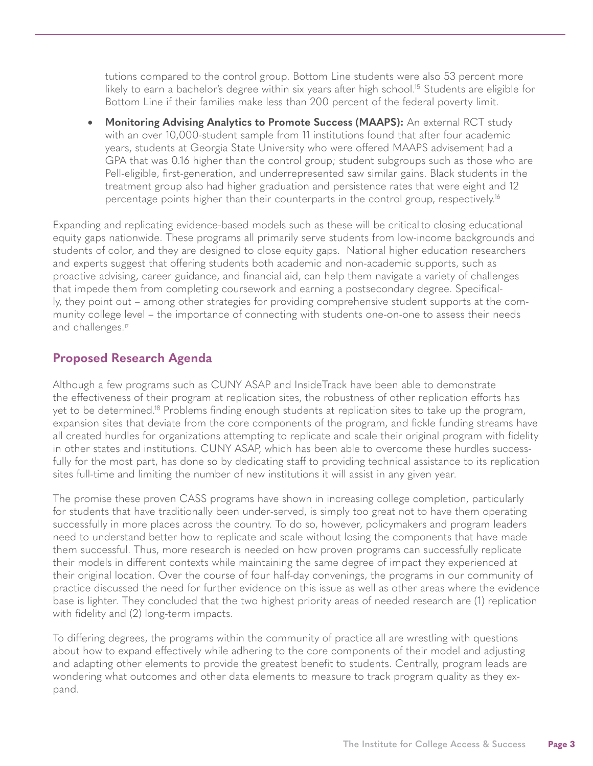tutions compared to the control group. Bottom Line students were also 53 percent more likely to earn a bachelor's degree within six years after high school.[15] Students are eligible for Bottom Line if their families make less than 200 percent of the federal poverty limit.

- **Monitoring Advising Analytics to Promote Success (MAAPS):** An external RCT study with an over 10,000-student sample from 11 institutions found that after four academic years, students at Georgia State University who were offered MAAPS advisement had a GPA that was 0.16 higher than the control group; student subgroups such as those who are Pell-eligible, first-generation, and underrepresented saw similar gains. Black students in the treatment group also had higher graduation and persistence rates that were eight and 12 percentage points higher than their counterparts in the control group, respectively.[16]

Expanding and replicating evidence-based models such as these will be critical to closing educational equity gaps nationwide. These programs all primarily serve students from low-income backgrounds and students of color, and they are designed to close equity gaps. National higher education researchers and experts suggest that offering students both academic and non-academic supports, such as proactive advising, career guidance, and financial aid, can help them navigate a variety of challenges that impede them from completing coursework and earning a postsecondary degree. Specifically, they point out – among other strategies for providing comprehensive student supports at the community college level – the importance of connecting with students one-on-one to assess their needs and challenges.[17]

## Proposed Research Agenda

Although a few programs such as CUNY ASAP and InsideTrack have been able to demonstrate the effectiveness of their program at replication sites, the robustness of other replication efforts has yet to be determined.[18] Problems finding enough students at replication sites to take up the program, expansion sites that deviate from the core components of the program, and fickle funding streams have all created hurdles for organizations attempting to replicate and scale their original program with fidelity in other states and institutions. CUNY ASAP, which has been able to overcome these hurdles successfully for the most part, has done so by dedicating staff to providing technical assistance to its replication sites full-time and limiting the number of new institutions it will assist in any given year.

The promise these proven CASS programs have shown in increasing college completion, particularly for students that have traditionally been under-served, is simply too great not to have them operating successfully in more places across the country. To do so, however, policymakers and program leaders need to understand better how to replicate and scale without losing the components that have made them successful. Thus, more research is needed on how proven programs can successfully replicate their models in different contexts while maintaining the same degree of impact they experienced at their original location. Over the course of four half-day convenings, the programs in our community of practice discussed the need for further evidence on this issue as well as other areas where the evidence base is lighter. They concluded that the two highest priority areas of needed research are (1) replication with fidelity and (2) long-term impacts.

To differing degrees, the programs within the community of practice all are wrestling with questions about how to expand effectively while adhering to the core components of their model and adjusting and adapting other elements to provide the greatest benefit to students. Centrally, program leads are wondering what outcomes and other data elements to measure to track program quality as they expand.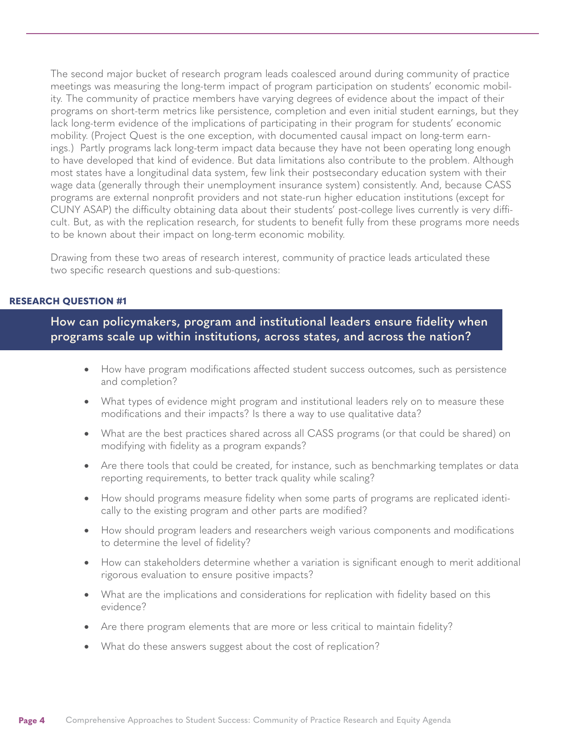The second major bucket of research program leads coalesced around during community of practice meetings was measuring the long-term impact of program participation on students' economic mobility. The community of practice members have varying degrees of evidence about the impact of their programs on short-term metrics like persistence, completion and even initial student earnings, but they lack long-term evidence of the implications of participating in their program for students' economic mobility. (Project Quest is the one exception, with documented causal impact on long-term earnings.) Partly programs lack long-term impact data because they have not been operating long enough to have developed that kind of evidence. But data limitations also contribute to the problem. Although most states have a longitudinal data system, few link their postsecondary education system with their wage data (generally through their unemployment insurance system) consistently. And, because CASS programs are external nonprofit providers and not state-run higher education institutions (except for CUNY ASAP) the difficulty obtaining data about their students' post-college lives currently is very difficult. But, as with the replication research, for students to benefit fully from these programs more needs to be known about their impact on long-term economic mobility.

Drawing from these two areas of research interest, community of practice leads articulated these two specific research questions and sub-questions:

**RESEARCH QUESTION #1**

## How can policymakers, program and institutional leaders ensure fidelity when programs scale up within institutions, across states, and across the nation?

- How have program modifications affected student success outcomes, such as persistence and completion?
- What types of evidence might program and institutional leaders rely on to measure these modifications and their impacts? Is there a way to use qualitative data?
- What are the best practices shared across all CASS programs (or that could be shared) on modifying with fidelity as a program expands?
- Are there tools that could be created, for instance, such as benchmarking templates or data reporting requirements, to better track quality while scaling?
- How should programs measure fidelity when some parts of programs are replicated identically to the existing program and other parts are modified?
- How should program leaders and researchers weigh various components and modifications to determine the level of fidelity?
- How can stakeholders determine whether a variation is significant enough to merit additional rigorous evaluation to ensure positive impacts?
- What are the implications and considerations for replication with fidelity based on this evidence?
- Are there program elements that are more or less critical to maintain fidelity?
- What do these answers suggest about the cost of replication?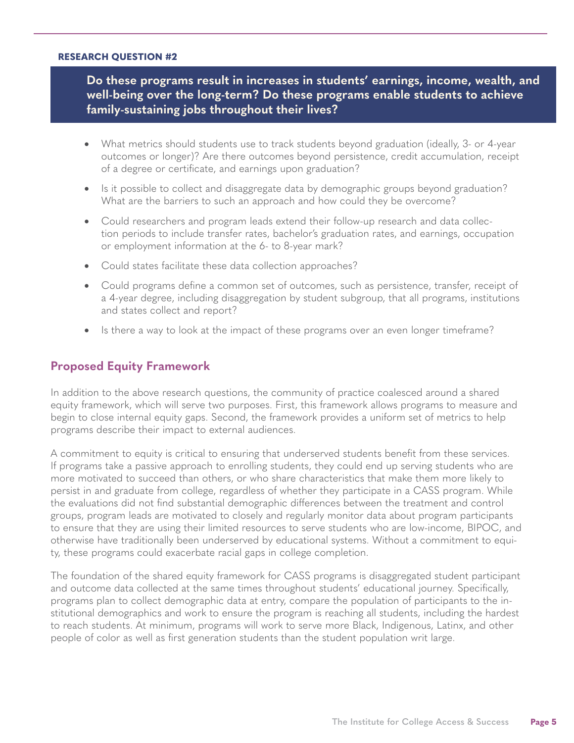#### RESEARCH QUESTION #2

**Do these programs result in increases in students' earnings, income, wealth, and well-being over the long-term? Do these programs enable students to achieve family-sustaining jobs throughout their lives?**

- What metrics should students use to track students beyond graduation (ideally, 3- or 4-year outcomes or longer)? Are there outcomes beyond persistence, credit accumulation, receipt of a degree or certificate, and earnings upon graduation?
- Is it possible to collect and disaggregate data by demographic groups beyond graduation? What are the barriers to such an approach and how could they be overcome?
- Could researchers and program leads extend their follow-up research and data collection periods to include transfer rates, bachelor's graduation rates, and earnings, occupation or employment information at the 6- to 8-year mark?
- Could states facilitate these data collection approaches?
- Could programs define a common set of outcomes, such as persistence, transfer, receipt of a 4-year degree, including disaggregation by student subgroup, that all programs, institutions and states collect and report?
- Is there a way to look at the impact of these programs over an even longer timeframe?

## Proposed Equity Framework

In addition to the above research questions, the community of practice coalesced around a shared equity framework, which will serve two purposes. First, this framework allows programs to measure and begin to close internal equity gaps. Second, the framework provides a uniform set of metrics to help programs describe their impact to external audiences.

A commitment to equity is critical to ensuring that underserved students benefit from these services. If programs take a passive approach to enrolling students, they could end up serving students who are more motivated to succeed than others, or who share characteristics that make them more likely to persist in and graduate from college, regardless of whether they participate in a CASS program. While the evaluations did not find substantial demographic differences between the treatment and control groups, program leads are motivated to closely and regularly monitor data about program participants to ensure that they are using their limited resources to serve students who are low-income, BIPOC, and otherwise have traditionally been underserved by educational systems. Without a commitment to equity, these programs could exacerbate racial gaps in college completion.

The foundation of the shared equity framework for CASS programs is disaggregated student participant and outcome data collected at the same times throughout students' educational journey. Specifically, programs plan to collect demographic data at entry, compare the population of participants to the institutional demographics and work to ensure the program is reaching all students, including the hardest to reach students. At minimum, programs will work to serve more Black, Indigenous, Latinx, and other people of color as well as first generation students than the student population writ large.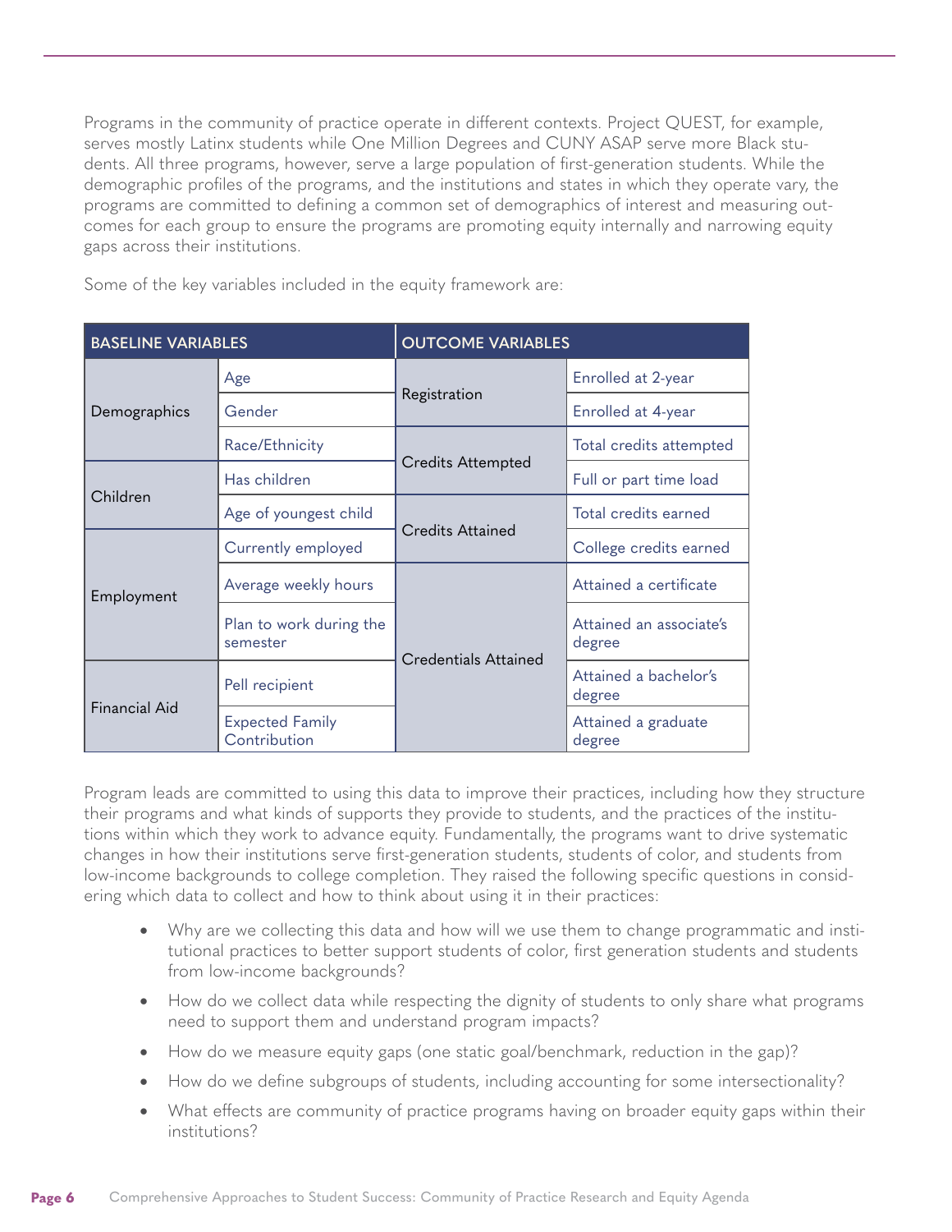Programs in the community of practice operate in different contexts. Project QUEST, for example, serves mostly Latinx students while One Million Degrees and CUNY ASAP serve more Black students. All three programs, however, serve a large population of first-generation students. While the demographic profiles of the programs, and the institutions and states in which they operate vary, the programs are committed to defining a common set of demographics of interest and measuring outcomes for each group to ensure the programs are promoting equity internally and narrowing equity gaps across their institutions.

Some of the key variables included in the equity framework are:

| BASELINE VARIABLES | | OUTCOME VARIABLES | |
|---|---|---|---|
| Demographics | Age | Registration | Enrolled at 2-year |
| | Gender | | Enrolled at 4-year |
| | Race/Ethnicity | Credits Attempted | Total credits attempted |
| Children | Has children | | Full or part time load |
| | Age of youngest child | Credits Attained | Total credits earned |
| Employment | Currently employed | | College credits earned |
| | Average weekly hours | Credentials Attained | Attained a certificate |
| | Plan to work during the semester | | Attained an associate's degree |
| Financial Aid | Pell recipient | | Attained a bachelor's degree |
| | Expected Family Contribution | | Attained a graduate degree |

Program leads are committed to using this data to improve their practices, including how they structure their programs and what kinds of supports they provide to students, and the practices of the institutions within which they work to advance equity. Fundamentally, the programs want to drive systematic changes in how their institutions serve first-generation students, students of color, and students from low-income backgrounds to college completion. They raised the following specific questions in considering which data to collect and how to think about using it in their practices:

- Why are we collecting this data and how will we use them to change programmatic and institutional practices to better support students of color, first generation students and students from low-income backgrounds?
- How do we collect data while respecting the dignity of students to only share what programs need to support them and understand program impacts?
- How do we measure equity gaps (one static goal/benchmark, reduction in the gap)?
- How do we define subgroups of students, including accounting for some intersectionality?
- What effects are community of practice programs having on broader equity gaps within their institutions?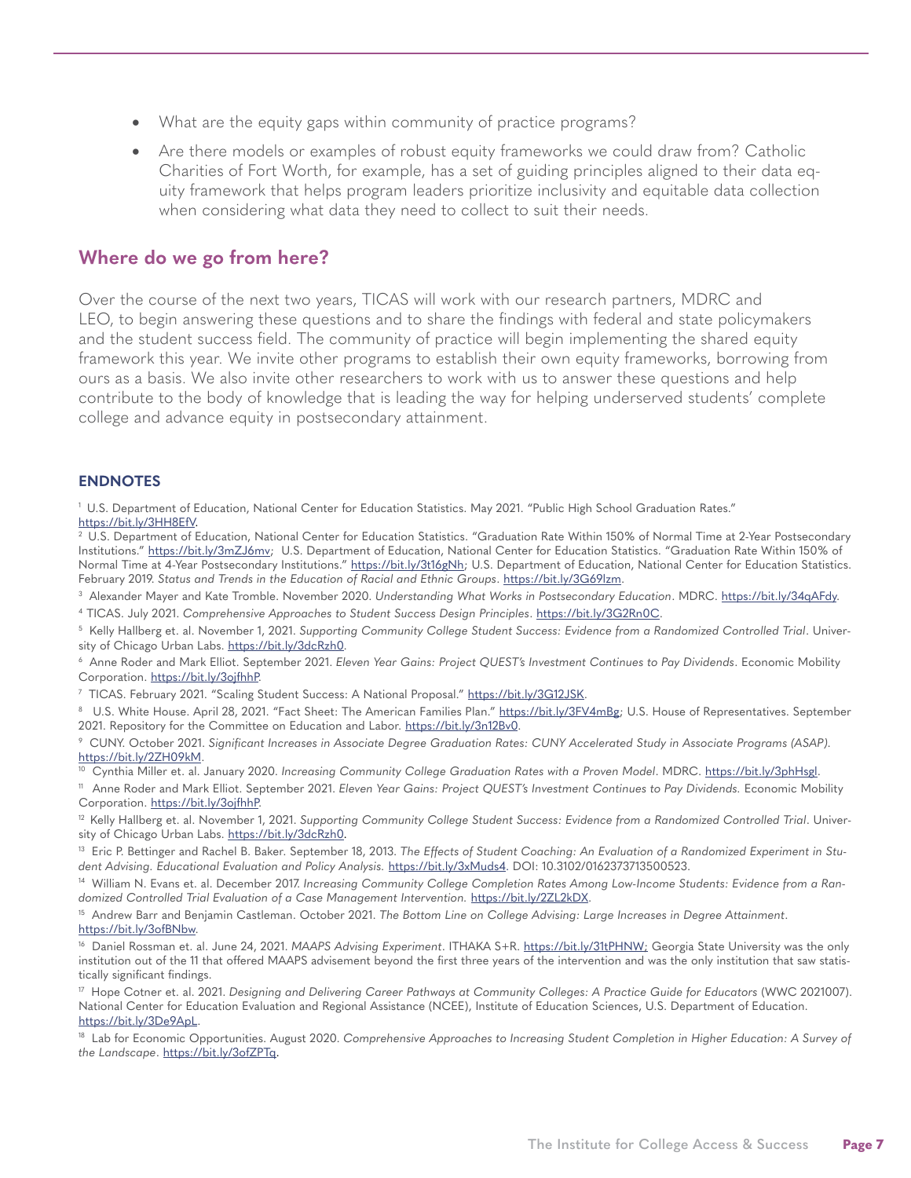- What are the equity gaps within community of practice programs?
- Are there models or examples of robust equity frameworks we could draw from? Catholic Charities of Fort Worth, for example, has a set of guiding principles aligned to their data equity framework that helps program leaders prioritize inclusivity and equitable data collection when considering what data they need to collect to suit their needs.

## Where do we go from here?

Over the course of the next two years, TICAS will work with our research partners, MDRC and LEO, to begin answering these questions and to share the findings with federal and state policymakers and the student success field. The community of practice will begin implementing the shared equity framework this year. We invite other programs to establish their own equity frameworks, borrowing from ours as a basis. We also invite other researchers to work with us to answer these questions and help contribute to the body of knowledge that is leading the way for helping underserved students' complete college and advance equity in postsecondary attainment.

### ENDNOTES

[1] U.S. Department of Education, National Center for Education Statistics. May 2021. "Public High School Graduation Rates." https://bit.ly/3HH8EfV.

[2] U.S. Department of Education, National Center for Education Statistics. "Graduation Rate Within 150% of Normal Time at 2-Year Postsecondary Institutions." https://bit.ly/3mZJ6mv; U.S. Department of Education, National Center for Education Statistics. "Graduation Rate Within 150% of Normal Time at 4-Year Postsecondary Institutions." https://bit.ly/3t16gNh; U.S. Department of Education, National Center for Education Statistics. February 2019. *Status and Trends in the Education of Racial and Ethnic Groups*. https://bit.ly/3G69lzm.

[3] Alexander Mayer and Kate Tromble. November 2020. *Understanding What Works in Postsecondary Education*. MDRC. https://bit.ly/34qAFdy.

[4] TICAS. July 2021. *Comprehensive Approaches to Student Success Design Principles*. https://bit.ly/3G2Rn0C.

[5] Kelly Hallberg et. al. November 1, 2021. *Supporting Community College Student Success: Evidence from a Randomized Controlled Trial*. University of Chicago Urban Labs. https://bit.ly/3dcRzh0.

[6] Anne Roder and Mark Elliot. September 2021. *Eleven Year Gains: Project QUEST's Investment Continues to Pay Dividends*. Economic Mobility Corporation. https://bit.ly/3ojfhhP.

[7] TICAS. February 2021. "Scaling Student Success: A National Proposal." https://bit.ly/3G12JSK.

[8] U.S. White House. April 28, 2021. "Fact Sheet: The American Families Plan." https://bit.ly/3FV4mBg; U.S. House of Representatives. September 2021. Repository for the Committee on Education and Labor. https://bit.ly/3n12Bv0.

[9] CUNY. October 2021. *Significant Increases in Associate Degree Graduation Rates: CUNY Accelerated Study in Associate Programs (ASAP)*. https://bit.ly/2ZH09kM.

[10] Cynthia Miller et. al. January 2020. *Increasing Community College Graduation Rates with a Proven Model*. MDRC. https://bit.ly/3phHsgl.

[11] Anne Roder and Mark Elliot. September 2021. *Eleven Year Gains: Project QUEST's Investment Continues to Pay Dividends.* Economic Mobility Corporation. https://bit.ly/3ojfhhP.

[12] Kelly Hallberg et. al. November 1, 2021. *Supporting Community College Student Success: Evidence from a Randomized Controlled Trial*. University of Chicago Urban Labs. https://bit.ly/3dcRzh0.

[13] Eric P. Bettinger and Rachel B. Baker. September 18, 2013. *The Effects of Student Coaching: An Evaluation of a Randomized Experiment in Student Advising. Educational Evaluation and Policy Analysis.* https://bit.ly/3xMuds4. DOI: 10.3102/0162373713500523.

[14] William N. Evans et. al. December 2017. *Increasing Community College Completion Rates Among Low-Income Students: Evidence from a Randomized Controlled Trial Evaluation of a Case Management Intervention.* https://bit.ly/2ZL2kDX.

[15] Andrew Barr and Benjamin Castleman. October 2021. *The Bottom Line on College Advising: Large Increases in Degree Attainment*. https://bit.ly/3ofBNbw.

[16] Daniel Rossman et. al. June 24, 2021. *MAAPS Advising Experiment*. ITHAKA S+R. https://bit.ly/31tPHNW; Georgia State University was the only institution out of the 11 that offered MAAPS advisement beyond the first three years of the intervention and was the only institution that saw statistically significant findings.

[17] Hope Cotner et. al. 2021. *Designing and Delivering Career Pathways at Community Colleges: A Practice Guide for Educators* (WWC 2021007). National Center for Education Evaluation and Regional Assistance (NCEE), Institute of Education Sciences, U.S. Department of Education. https://bit.ly/3De9ApL.

[18] Lab for Economic Opportunities. August 2020. *Comprehensive Approaches to Increasing Student Completion in Higher Education: A Survey of the Landscape*. https://bit.ly/3ofZPTq.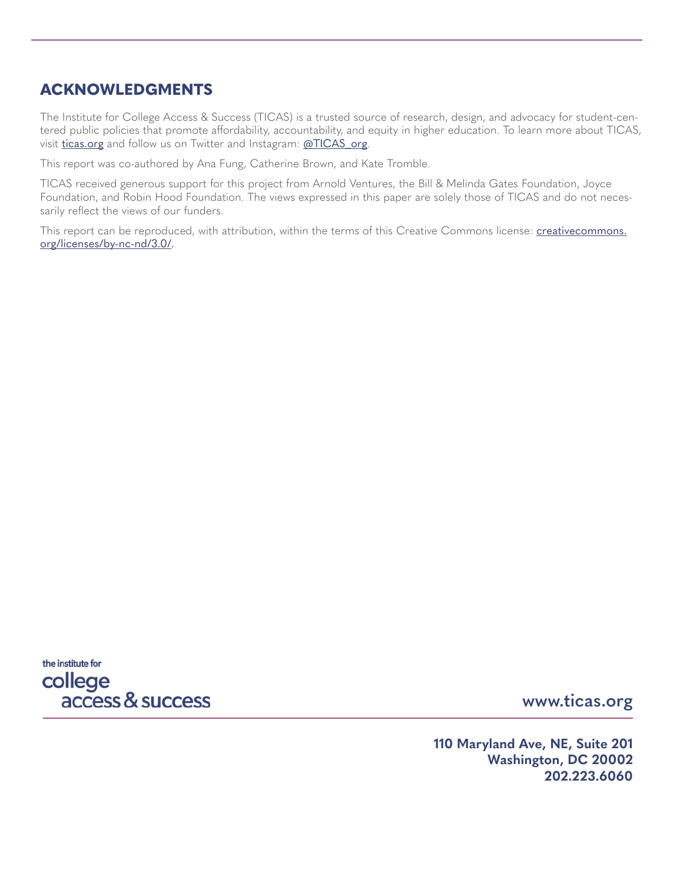## ACKNOWLEDGMENTS

The Institute for College Access & Success (TICAS) is a trusted source of research, design, and advocacy for student-centered public policies that promote affordability, accountability, and equity in higher education. To learn more about TICAS, visit ticas.org and follow us on Twitter and Instagram: @TICAS_org.

This report was co-authored by Ana Fung, Catherine Brown, and Kate Tromble.

TICAS received generous support for this project from Arnold Ventures, the Bill & Melinda Gates Foundation, Joyce Foundation, and Robin Hood Foundation. The views expressed in this paper are solely those of TICAS and do not necessarily reflect the views of our funders.

This report can be reproduced, with attribution, within the terms of this Creative Commons license: creativecommons.org/licenses/by-nc-nd/3.0/.

the institute for college access & success

www.ticas.org

**110 Maryland Ave, NE, Suite 201**
**Washington, DC 20002**
**202.223.6060**